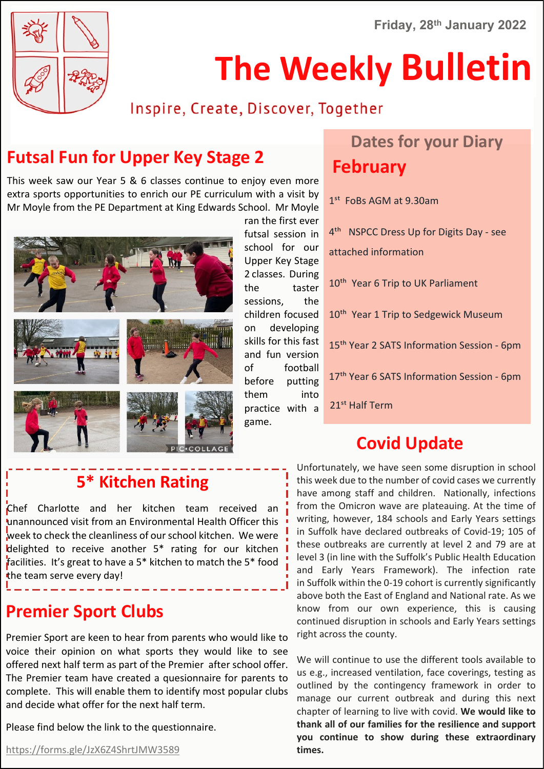Friday, 28th January 2022

# The Weekly Bulletin

Inspire, Create, Discover, Together

## Futsal Fun for Upper Key Stage 2

This week saw our Year 5 & 6 classes continue to enjoy even more extra sports opportunities to enrich our PE curriculum with a visit by Mr Moyle from the PE Department at King Edwards School. Mr Moyle ran the first ever futsal session in school for our Upper Key Stage 2 classes. During the taster sessions, the children focused on developing skills for this fast and fun version of football before putting them into practice with a game.

## Dates for your Diary

### February

1st FoBs AGM at 9.30am

4th NSPCC Dress Up for Digits Day - see attached information

10th Year 6 Trip to UK Parliament

10th Year 1 Trip to Sedgewick Museum

15th Year 2 SATS Information Session - 6pm

17th Year 6 SATS Information Session - 6pm

21st Half Term

## 5* Kitchen Rating

Chef Charlotte and her kitchen team received an unannounced visit from an Environmental Health Officer this week to check the cleanliness of our school kitchen. We were delighted to receive another 5* rating for our kitchen facilities. It's great to have a 5* kitchen to match the 5* food the team serve every day!

## Premier Sport Clubs

Premier Sport are keen to hear from parents who would like to voice their opinion on what sports they would like to see offered next half term as part of the Premier after school offer. The Premier team have created a quesionnaire for parents to complete. This will enable them to identify most popular clubs and decide what offer for the next half term.

Please find below the link to the questionnaire.

https://forms.gle/JzX6Z4ShrtJMW3589

## Covid Update

Unfortunately, we have seen some disruption in school this week due to the number of covid cases we currently have among staff and children. Nationally, infections from the Omicron wave are plateauing. At the time of writing, however, 184 schools and Early Years settings in Suffolk have declared outbreaks of Covid-19; 105 of these outbreaks are currently at level 2 and 79 are at level 3 (in line with the Suffolk's Public Health Education and Early Years Framework). The infection rate in Suffolk within the 0-19 cohort is currently significantly above both the East of England and National rate. As we know from our own experience, this is causing continued disruption in schools and Early Years settings right across the county.

We will continue to use the different tools available to us e.g., increased ventilation, face coverings, testing as outlined by the contingency framework in order to manage our current outbreak and during this next chapter of learning to live with covid. **We would like to thank all of our families for the resilience and support you continue to show during these extraordinary times.**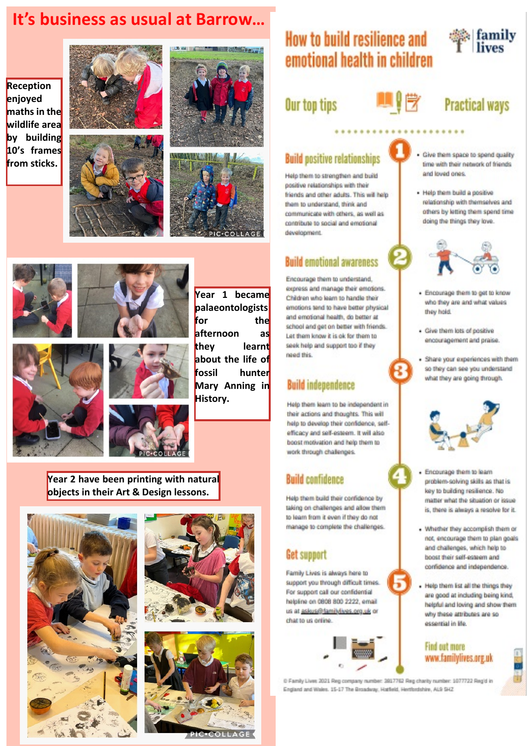# It's business as usual at Barrow…

Reception enjoyed maths in the wildlife area by building 10's frames from sticks.

Year 1 became palaeontologists for the afternoon as they learnt about the life of fossil hunter Mary Anning in History.

Year 2 have been printing with natural objects in their Art & Design lessons.

# How to build resilience and emotional health in children

family lives

## Our top tips | Practical ways

### 1. Build positive relationships

Help them to strengthen and build positive relationships with their friends and other adults. This will help them to understand, think and communicate with others, as well as contribute to social and emotional development.

- Give them space to spend quality time with their network of friends and loved ones.
- Help them build a positive relationship with themselves and others by letting them spend time doing the things they love.

### 2. Build emotional awareness

Encourage them to understand, express and manage their emotions. Children who learn to handle their emotions tend to have better physical and emotional health, do better at school and get on better with friends. Let them know it is ok for them to seek help and support too if they need this.

- Encourage them to get to know who they are and what values they hold.
- Give them lots of positive encouragement and praise.

### 3. Build independence

Help them learn to be independent in their actions and thoughts. This will help to develop their confidence, self-efficacy and self-esteem. It will also boost motivation and help them to work through challenges.

- Share your experiences with them so they can see you understand what they are going through.

### 4. Build confidence

Help them build their confidence by taking on challenges and allow them to learn from it even if they do not manage to complete the challenges.

- Encourage them to learn problem-solving skills as that is key to building resilience. No matter what the situation or issue is, there is always a resolve for it.
- Whether they accomplish them or not, encourage them to plan goals and challenges, which help to boost their self-esteem and confidence and independence.

### 5. Get support

Family Lives is always here to support you through difficult times. For support call our confidential helpline on 0808 800 2222, email us at askus@familylives.org.uk or chat to us online.

- Help them list all the things they are good at including being kind, helpful and loving and show them why these attributes are so essential in life.

Find out more
www.familylives.org.uk

© Family Lives 2021 Reg company number: 3817762 Reg charity number: 1077722 Reg'd in England and Wales. 15-17 The Broadway, Hatfield, Hertfordshire, AL9 5HZ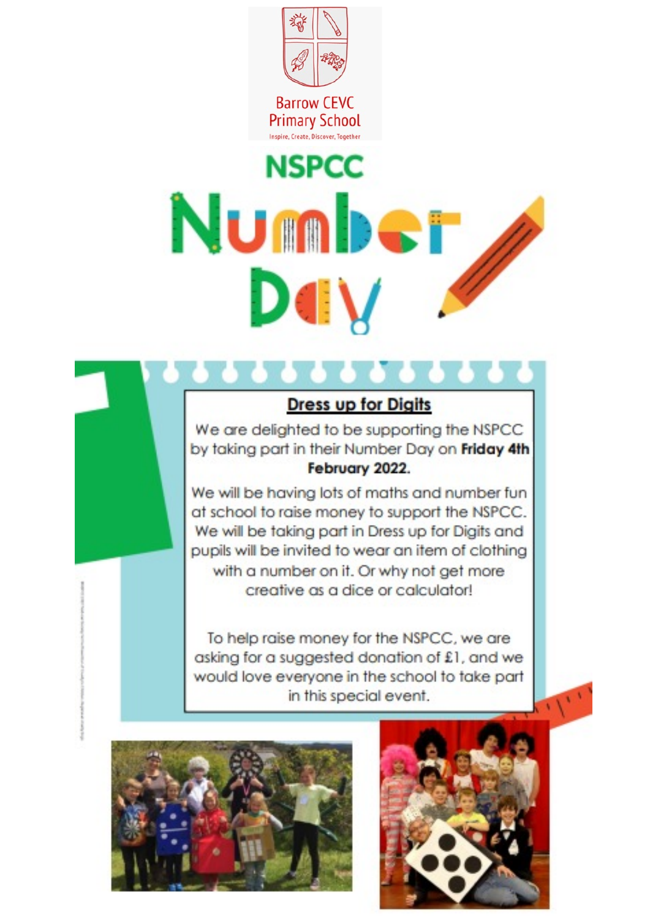Barrow CEVC Primary School

Inspire, Create, Discover, Together

# NSPCC Number Day

## Dress up for Digits

We are delighted to be supporting the NSPCC by taking part in their Number Day on **Friday 4th February 2022.**

We will be having lots of maths and number fun at school to raise money to support the NSPCC. We will be taking part in Dress up for Digits and pupils will be invited to wear an item of clothing with a number on it. Or why not get more creative as a dice or calculator!

To help raise money for the NSPCC, we are asking for a suggested donation of £1, and we would love everyone in the school to take part in this special event.